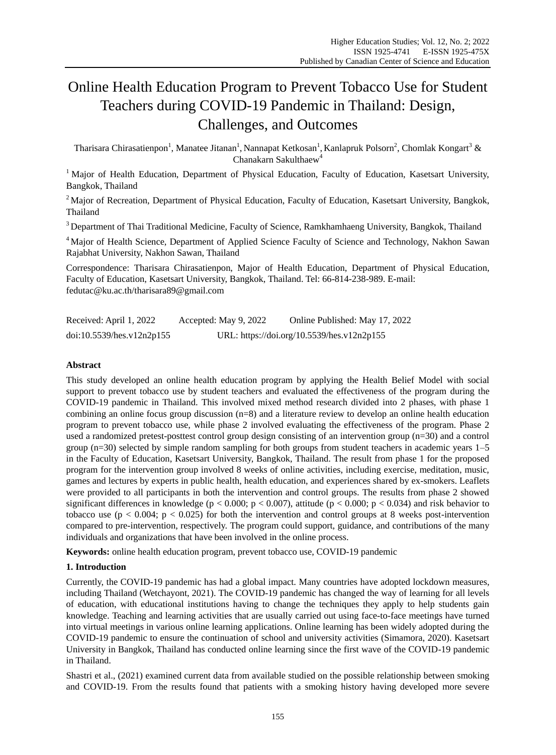# Online Health Education Program to Prevent Tobacco Use for Student Teachers during COVID-19 Pandemic in Thailand: Design, Challenges, and Outcomes

Tharisara Chirasatienpon[1], Manatee Jitanan[1], Nannapat Ketkosan[1], Kanlapruk Polsorn[2], Chomlak Kongart[3] & Chanakarn Sakulthaew[4]

[1] Major of Health Education, Department of Physical Education, Faculty of Education, Kasetsart University, Bangkok, Thailand

[2] Major of Recreation, Department of Physical Education, Faculty of Education, Kasetsart University, Bangkok, Thailand

[3] Department of Thai Traditional Medicine, Faculty of Science, Ramkhamhaeng University, Bangkok, Thailand

[4] Major of Health Science, Department of Applied Science Faculty of Science and Technology, Nakhon Sawan Rajabhat University, Nakhon Sawan, Thailand

Correspondence: Tharisara Chirasatienpon, Major of Health Education, Department of Physical Education, Faculty of Education, Kasetsart University, Bangkok, Thailand. Tel: 66-814-238-989. E-mail: fedutac@ku.ac.th/tharisara89@gmail.com

Received: April 1, 2022 Accepted: May 9, 2022 Online Published: May 17, 2022

doi:10.5539/hes.v12n2p155 URL: https://doi.org/10.5539/hes.v12n2p155

## Abstract

This study developed an online health education program by applying the Health Belief Model with social support to prevent tobacco use by student teachers and evaluated the effectiveness of the program during the COVID-19 pandemic in Thailand. This involved mixed method research divided into 2 phases, with phase 1 combining an online focus group discussion (n=8) and a literature review to develop an online health education program to prevent tobacco use, while phase 2 involved evaluating the effectiveness of the program. Phase 2 used a randomized pretest-posttest control group design consisting of an intervention group (n=30) and a control group (n=30) selected by simple random sampling for both groups from student teachers in academic years 1–5 in the Faculty of Education, Kasetsart University, Bangkok, Thailand. The result from phase 1 for the proposed program for the intervention group involved 8 weeks of online activities, including exercise, meditation, music, games and lectures by experts in public health, health education, and experiences shared by ex-smokers. Leaflets were provided to all participants in both the intervention and control groups. The results from phase 2 showed significant differences in knowledge ($p < 0.000$; $p < 0.007$), attitude ($p < 0.000$; $p < 0.034$) and risk behavior to tobacco use ($p < 0.004$; $p < 0.025$) for both the intervention and control groups at 8 weeks post-intervention compared to pre-intervention, respectively. The program could support, guidance, and contributions of the many individuals and organizations that have been involved in the online process.

**Keywords:** online health education program, prevent tobacco use, COVID-19 pandemic

## 1. Introduction

Currently, the COVID-19 pandemic has had a global impact. Many countries have adopted lockdown measures, including Thailand (Wetchayont, 2021). The COVID-19 pandemic has changed the way of learning for all levels of education, with educational institutions having to change the techniques they apply to help students gain knowledge. Teaching and learning activities that are usually carried out using face-to-face meetings have turned into virtual meetings in various online learning applications. Online learning has been widely adopted during the COVID-19 pandemic to ensure the continuation of school and university activities (Simamora, 2020). Kasetsart University in Bangkok, Thailand has conducted online learning since the first wave of the COVID-19 pandemic in Thailand.

Shastri et al., (2021) examined current data from available studied on the possible relationship between smoking and COVID-19. From the results found that patients with a smoking history having developed more severe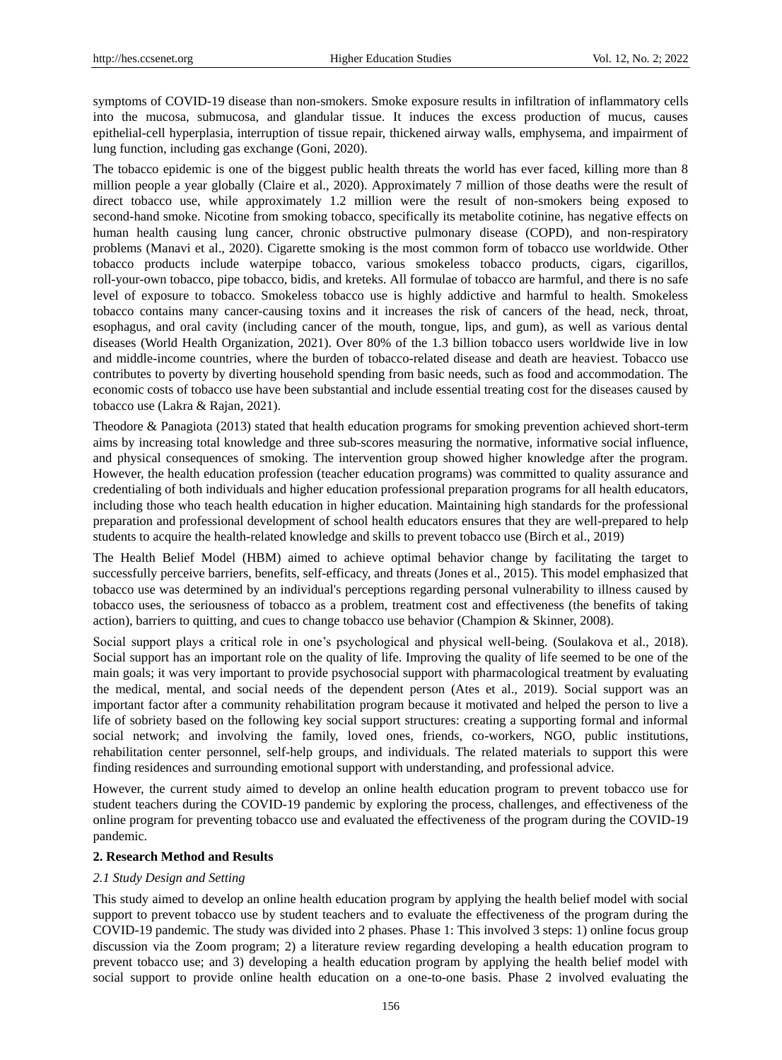symptoms of COVID-19 disease than non-smokers. Smoke exposure results in infiltration of inflammatory cells into the mucosa, submucosa, and glandular tissue. It induces the excess production of mucus, causes epithelial-cell hyperplasia, interruption of tissue repair, thickened airway walls, emphysema, and impairment of lung function, including gas exchange (Goni, 2020).

The tobacco epidemic is one of the biggest public health threats the world has ever faced, killing more than 8 million people a year globally (Claire et al., 2020). Approximately 7 million of those deaths were the result of direct tobacco use, while approximately 1.2 million were the result of non-smokers being exposed to second-hand smoke. Nicotine from smoking tobacco, specifically its metabolite cotinine, has negative effects on human health causing lung cancer, chronic obstructive pulmonary disease (COPD), and non-respiratory problems (Manavi et al., 2020). Cigarette smoking is the most common form of tobacco use worldwide. Other tobacco products include waterpipe tobacco, various smokeless tobacco products, cigars, cigarillos, roll-your-own tobacco, pipe tobacco, bidis, and kreteks. All formulae of tobacco are harmful, and there is no safe level of exposure to tobacco. Smokeless tobacco use is highly addictive and harmful to health. Smokeless tobacco contains many cancer-causing toxins and it increases the risk of cancers of the head, neck, throat, esophagus, and oral cavity (including cancer of the mouth, tongue, lips, and gum), as well as various dental diseases (World Health Organization, 2021). Over 80% of the 1.3 billion tobacco users worldwide live in low and middle-income countries, where the burden of tobacco-related disease and death are heaviest. Tobacco use contributes to poverty by diverting household spending from basic needs, such as food and accommodation. The economic costs of tobacco use have been substantial and include essential treating cost for the diseases caused by tobacco use (Lakra & Rajan, 2021).

Theodore & Panagiota (2013) stated that health education programs for smoking prevention achieved short-term aims by increasing total knowledge and three sub-scores measuring the normative, informative social influence, and physical consequences of smoking. The intervention group showed higher knowledge after the program. However, the health education profession (teacher education programs) was committed to quality assurance and credentialing of both individuals and higher education professional preparation programs for all health educators, including those who teach health education in higher education. Maintaining high standards for the professional preparation and professional development of school health educators ensures that they are well-prepared to help students to acquire the health-related knowledge and skills to prevent tobacco use (Birch et al., 2019)

The Health Belief Model (HBM) aimed to achieve optimal behavior change by facilitating the target to successfully perceive barriers, benefits, self-efficacy, and threats (Jones et al., 2015). This model emphasized that tobacco use was determined by an individual's perceptions regarding personal vulnerability to illness caused by tobacco uses, the seriousness of tobacco as a problem, treatment cost and effectiveness (the benefits of taking action), barriers to quitting, and cues to change tobacco use behavior (Champion & Skinner, 2008).

Social support plays a critical role in one's psychological and physical well-being. (Soulakova et al., 2018). Social support has an important role on the quality of life. Improving the quality of life seemed to be one of the main goals; it was very important to provide psychosocial support with pharmacological treatment by evaluating the medical, mental, and social needs of the dependent person (Ates et al., 2019). Social support was an important factor after a community rehabilitation program because it motivated and helped the person to live a life of sobriety based on the following key social support structures: creating a supporting formal and informal social network; and involving the family, loved ones, friends, co-workers, NGO, public institutions, rehabilitation center personnel, self-help groups, and individuals. The related materials to support this were finding residences and surrounding emotional support with understanding, and professional advice.

However, the current study aimed to develop an online health education program to prevent tobacco use for student teachers during the COVID-19 pandemic by exploring the process, challenges, and effectiveness of the online program for preventing tobacco use and evaluated the effectiveness of the program during the COVID-19 pandemic.

## 2. Research Method and Results

### *2.1 Study Design and Setting*

This study aimed to develop an online health education program by applying the health belief model with social support to prevent tobacco use by student teachers and to evaluate the effectiveness of the program during the COVID-19 pandemic. The study was divided into 2 phases. Phase 1: This involved 3 steps: 1) online focus group discussion via the Zoom program; 2) a literature review regarding developing a health education program to prevent tobacco use; and 3) developing a health education program by applying the health belief model with social support to provide online health education on a one-to-one basis. Phase 2 involved evaluating the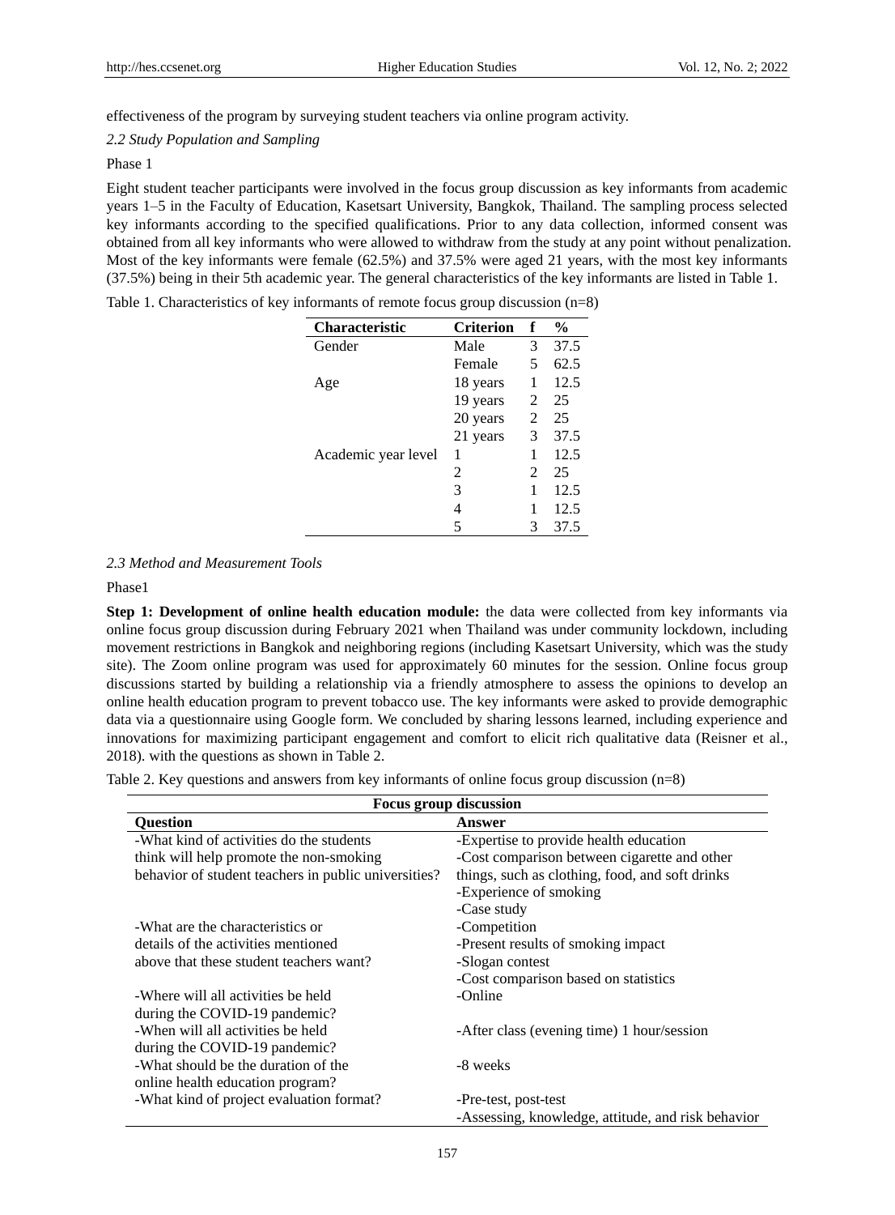effectiveness of the program by surveying student teachers via online program activity.

*2.2 Study Population and Sampling*

Phase 1

Eight student teacher participants were involved in the focus group discussion as key informants from academic years 1–5 in the Faculty of Education, Kasetsart University, Bangkok, Thailand. The sampling process selected key informants according to the specified qualifications. Prior to any data collection, informed consent was obtained from all key informants who were allowed to withdraw from the study at any point without penalization. Most of the key informants were female (62.5%) and 37.5% were aged 21 years, with the most key informants (37.5%) being in their 5th academic year. The general characteristics of the key informants are listed in Table 1.

Table 1. Characteristics of key informants of remote focus group discussion (n=8)

| Characteristic | Criterion | f | % |
|---|---|---|---|
| Gender | Male | 3 | 37.5 |
| | Female | 5 | 62.5 |
| Age | 18 years | 1 | 12.5 |
| | 19 years | 2 | 25 |
| | 20 years | 2 | 25 |
| | 21 years | 3 | 37.5 |
| Academic year level | 1 | 1 | 12.5 |
| | 2 | 2 | 25 |
| | 3 | 1 | 12.5 |
| | 4 | 1 | 12.5 |
| | 5 | 3 | 37.5 |

*2.3 Method and Measurement Tools*

Phase1

**Step 1: Development of online health education module:** the data were collected from key informants via online focus group discussion during February 2021 when Thailand was under community lockdown, including movement restrictions in Bangkok and neighboring regions (including Kasetsart University, which was the study site). The Zoom online program was used for approximately 60 minutes for the session. Online focus group discussions started by building a relationship via a friendly atmosphere to assess the opinions to develop an online health education program to prevent tobacco use. The key informants were asked to provide demographic data via a questionnaire using Google form. We concluded by sharing lessons learned, including experience and innovations for maximizing participant engagement and comfort to elicit rich qualitative data (Reisner et al., 2018). with the questions as shown in Table 2.

Table 2. Key questions and answers from key informants of online focus group discussion (n=8)

| Focus group discussion | |
|---|---|
| **Question** | **Answer** |
| -What kind of activities do the students think will help promote the non-smoking behavior of student teachers in public universities? | -Expertise to provide health education<br>-Cost comparison between cigarette and other things, such as clothing, food, and soft drinks<br>-Experience of smoking<br>-Case study |
| -What are the characteristics or details of the activities mentioned above that these student teachers want? | -Competition<br>-Present results of smoking impact<br>-Slogan contest<br>-Cost comparison based on statistics |
| -Where will all activities be held during the COVID-19 pandemic? | -Online |
| -When will all activities be held during the COVID-19 pandemic? | -After class (evening time) 1 hour/session |
| -What should be the duration of the online health education program? | -8 weeks |
| -What kind of project evaluation format? | -Pre-test, post-test<br>-Assessing, knowledge, attitude, and risk behavior |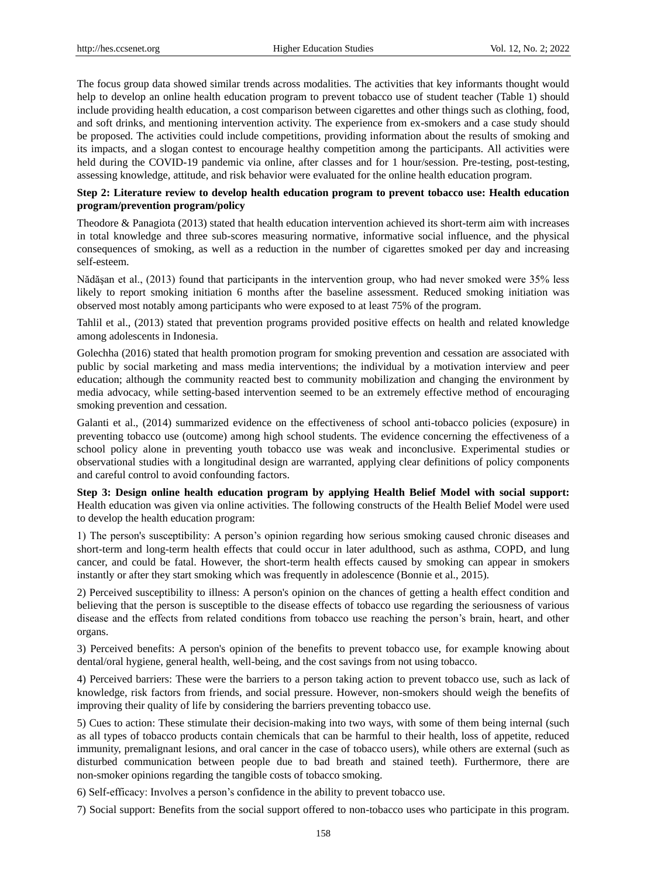The focus group data showed similar trends across modalities. The activities that key informants thought would help to develop an online health education program to prevent tobacco use of student teacher (Table 1) should include providing health education, a cost comparison between cigarettes and other things such as clothing, food, and soft drinks, and mentioning intervention activity. The experience from ex-smokers and a case study should be proposed. The activities could include competitions, providing information about the results of smoking and its impacts, and a slogan contest to encourage healthy competition among the participants. All activities were held during the COVID-19 pandemic via online, after classes and for 1 hour/session. Pre-testing, post-testing, assessing knowledge, attitude, and risk behavior were evaluated for the online health education program.

**Step 2: Literature review to develop health education program to prevent tobacco use: Health education program/prevention program/policy**

Theodore & Panagiota (2013) stated that health education intervention achieved its short-term aim with increases in total knowledge and three sub-scores measuring normative, informative social influence, and the physical consequences of smoking, as well as a reduction in the number of cigarettes smoked per day and increasing self-esteem.

Nădășan et al., (2013) found that participants in the intervention group, who had never smoked were 35% less likely to report smoking initiation 6 months after the baseline assessment. Reduced smoking initiation was observed most notably among participants who were exposed to at least 75% of the program.

Tahlil et al., (2013) stated that prevention programs provided positive effects on health and related knowledge among adolescents in Indonesia.

Golechha (2016) stated that health promotion program for smoking prevention and cessation are associated with public by social marketing and mass media interventions; the individual by a motivation interview and peer education; although the community reacted best to community mobilization and changing the environment by media advocacy, while setting-based intervention seemed to be an extremely effective method of encouraging smoking prevention and cessation.

Galanti et al., (2014) summarized evidence on the effectiveness of school anti-tobacco policies (exposure) in preventing tobacco use (outcome) among high school students. The evidence concerning the effectiveness of a school policy alone in preventing youth tobacco use was weak and inconclusive. Experimental studies or observational studies with a longitudinal design are warranted, applying clear definitions of policy components and careful control to avoid confounding factors.

**Step 3: Design online health education program by applying Health Belief Model with social support:** Health education was given via online activities. The following constructs of the Health Belief Model were used to develop the health education program:

1) The person's susceptibility: A person's opinion regarding how serious smoking caused chronic diseases and short-term and long-term health effects that could occur in later adulthood, such as asthma, COPD, and lung cancer, and could be fatal. However, the short-term health effects caused by smoking can appear in smokers instantly or after they start smoking which was frequently in adolescence (Bonnie et al., 2015).

2) Perceived susceptibility to illness: A person's opinion on the chances of getting a health effect condition and believing that the person is susceptible to the disease effects of tobacco use regarding the seriousness of various disease and the effects from related conditions from tobacco use reaching the person's brain, heart, and other organs.

3) Perceived benefits: A person's opinion of the benefits to prevent tobacco use, for example knowing about dental/oral hygiene, general health, well-being, and the cost savings from not using tobacco.

4) Perceived barriers: These were the barriers to a person taking action to prevent tobacco use, such as lack of knowledge, risk factors from friends, and social pressure. However, non-smokers should weigh the benefits of improving their quality of life by considering the barriers preventing tobacco use.

5) Cues to action: These stimulate their decision-making into two ways, with some of them being internal (such as all types of tobacco products contain chemicals that can be harmful to their health, loss of appetite, reduced immunity, premalignant lesions, and oral cancer in the case of tobacco users), while others are external (such as disturbed communication between people due to bad breath and stained teeth). Furthermore, there are non-smoker opinions regarding the tangible costs of tobacco smoking.

6) Self-efficacy: Involves a person's confidence in the ability to prevent tobacco use.

7) Social support: Benefits from the social support offered to non-tobacco uses who participate in this program.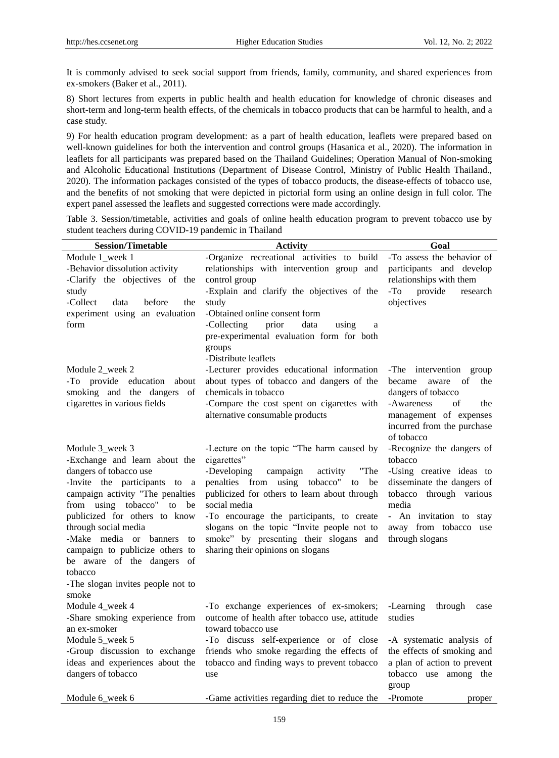It is commonly advised to seek social support from friends, family, community, and shared experiences from ex-smokers (Baker et al., 2011).

8) Short lectures from experts in public health and health education for knowledge of chronic diseases and short-term and long-term health effects, of the chemicals in tobacco products that can be harmful to health, and a case study.

9) For health education program development: as a part of health education, leaflets were prepared based on well-known guidelines for both the intervention and control groups (Hasanica et al., 2020). The information in leaflets for all participants was prepared based on the Thailand Guidelines; Operation Manual of Non-smoking and Alcoholic Educational Institutions (Department of Disease Control, Ministry of Public Health Thailand., 2020). The information packages consisted of the types of tobacco products, the disease-effects of tobacco use, and the benefits of not smoking that were depicted in pictorial form using an online design in full color. The expert panel assessed the leaflets and suggested corrections were made accordingly.

Table 3. Session/timetable, activities and goals of online health education program to prevent tobacco use by student teachers during COVID-19 pandemic in Thailand

| Session/Timetable | Activity | Goal |
|---|---|---|
| Module 1_week 1<br>-Behavior dissolution activity<br>-Clarify the objectives of the study<br>-Collect data before the experiment using an evaluation form | -Organize recreational activities to build relationships with intervention group and control group<br>-Explain and clarify the objectives of the study<br>-Obtained online consent form<br>-Collecting prior data using a pre-experimental evaluation form for both groups<br>-Distribute leaflets | -To assess the behavior of participants and develop relationships with them<br>-To provide research objectives |
| Module 2_week 2<br>-To provide education about smoking and the dangers of cigarettes in various fields | -Lecturer provides educational information about types of tobacco and dangers of the chemicals in tobacco<br>-Compare the cost spent on cigarettes with alternative consumable products | -The intervention group became aware of the dangers of tobacco<br>-Awareness of the management of expenses incurred from the purchase of tobacco |
| Module 3_week 3<br>-Exchange and learn about the dangers of tobacco use<br>-Invite the participants to a campaign activity "The penalties from using tobacco" to be publicized for others to know through social media<br>-Make media or banners to campaign to publicize others to be aware of the dangers of tobacco<br>-The slogan invites people not to smoke | -Lecture on the topic "The harm caused by cigarettes"<br>-Developing campaign activity "The penalties from using tobacco" to be publicized for others to learn about through social media<br>-To encourage the participants, to create slogans on the topic "Invite people not to smoke" by presenting their slogans and sharing their opinions on slogans | -Recognize the dangers of tobacco<br>-Using creative ideas to disseminate the dangers of tobacco through various media<br>- An invitation to stay away from tobacco use through slogans |
| Module 4_week 4<br>-Share smoking experience from an ex-smoker | -To exchange experiences of ex-smokers; outcome of health after tobacco use, attitude toward tobacco use | -Learning through case studies |
| Module 5_week 5<br>-Group discussion to exchange ideas and experiences about the dangers of tobacco | -To discuss self-experience or of close friends who smoke regarding the effects of tobacco and finding ways to prevent tobacco use | -A systematic analysis of the effects of smoking and a plan of action to prevent tobacco use among the group |
| Module 6_week 6 | -Game activities regarding diet to reduce the | -Promote proper |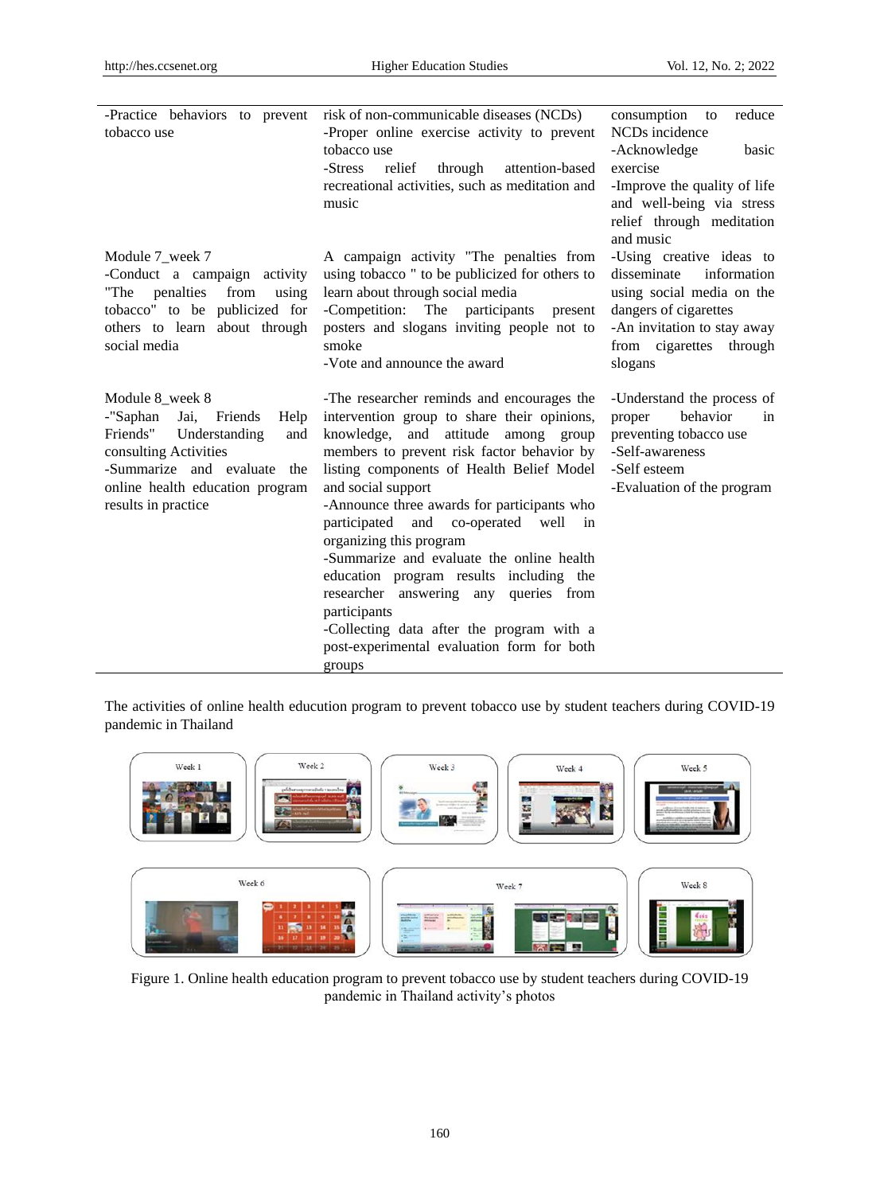| | | |
|---|---|---|
| -Practice behaviors to prevent tobacco use | risk of non-communicable diseases (NCDs)<br>-Proper online exercise activity to prevent tobacco use<br>-Stress relief through attention-based recreational activities, such as meditation and music | consumption to reduce NCDs incidence<br>-Acknowledge basic exercise<br>-Improve the quality of life and well-being via stress relief through meditation and music |
| Module 7_week 7<br>-Conduct a campaign activity "The penalties from using tobacco" to be publicized for others to learn about through social media | A campaign activity "The penalties from using tobacco " to be publicized for others to learn about through social media<br>-Competition: The participants present posters and slogans inviting people not to smoke<br>-Vote and announce the award | -Using creative ideas to disseminate information using social media on the dangers of cigarettes<br>-An invitation to stay away from cigarettes through slogans |
| Module 8_week 8<br>-"Saphan Jai, Friends Help Friends" Understanding and consulting Activities<br>-Summarize and evaluate the online health education program results in practice | -The researcher reminds and encourages the intervention group to share their opinions, knowledge, and attitude among group members to prevent risk factor behavior by listing components of Health Belief Model and social support<br>-Announce three awards for participants who participated and co-operated well in organizing this program<br>-Summarize and evaluate the online health education program results including the researcher answering any queries from participants<br>-Collecting data after the program with a post-experimental evaluation form for both groups | -Understand the process of proper behavior in preventing tobacco use<br>-Self-awareness<br>-Self esteem<br>-Evaluation of the program |

The activities of online health education program to prevent tobacco use by student teachers during COVID-19 pandemic in Thailand

Figure 1. Online health education program to prevent tobacco use by student teachers during COVID-19 pandemic in Thailand activity's photos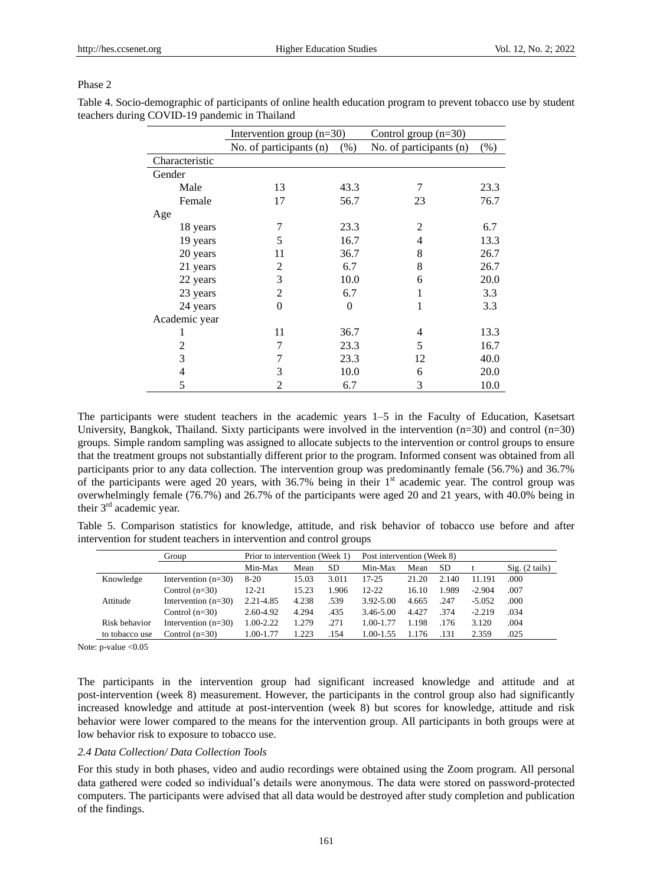Phase 2

Table 4. Socio-demographic of participants of online health education program to prevent tobacco use by student teachers during COVID-19 pandemic in Thailand

| | Intervention group (n=30) | | Control group (n=30) | |
|---|---|---|---|---|
| | No. of participants (n) | (%) | No. of participants (n) | (%) |
| Characteristic | | | | |
| Gender | | | | |
| Male | 13 | 43.3 | 7 | 23.3 |
| Female | 17 | 56.7 | 23 | 76.7 |
| Age | | | | |
| 18 years | 7 | 23.3 | 2 | 6.7 |
| 19 years | 5 | 16.7 | 4 | 13.3 |
| 20 years | 11 | 36.7 | 8 | 26.7 |
| 21 years | 2 | 6.7 | 8 | 26.7 |
| 22 years | 3 | 10.0 | 6 | 20.0 |
| 23 years | 2 | 6.7 | 1 | 3.3 |
| 24 years | 0 | 0 | 1 | 3.3 |
| Academic year | | | | |
| 1 | 11 | 36.7 | 4 | 13.3 |
| 2 | 7 | 23.3 | 5 | 16.7 |
| 3 | 7 | 23.3 | 12 | 40.0 |
| 4 | 3 | 10.0 | 6 | 20.0 |
| 5 | 2 | 6.7 | 3 | 10.0 |

The participants were student teachers in the academic years 1–5 in the Faculty of Education, Kasetsart University, Bangkok, Thailand. Sixty participants were involved in the intervention (n=30) and control (n=30) groups. Simple random sampling was assigned to allocate subjects to the intervention or control groups to ensure that the treatment groups not substantially different prior to the program. Informed consent was obtained from all participants prior to any data collection. The intervention group was predominantly female (56.7%) and 36.7% of the participants were aged 20 years, with 36.7% being in their 1st academic year. The control group was overwhelmingly female (76.7%) and 26.7% of the participants were aged 20 and 21 years, with 40.0% being in their 3rd academic year.

Table 5. Comparison statistics for knowledge, attitude, and risk behavior of tobacco use before and after intervention for student teachers in intervention and control groups

| | Group | Prior to intervention (Week 1) | | | Post intervention (Week 8) | | | | |
|---|---|---|---|---|---|---|---|---|---|
| | | Min-Max | Mean | SD | Min-Max | Mean | SD | t | Sig. (2 tails) |
| Knowledge | Intervention (n=30) | 8-20 | 15.03 | 3.011 | 17-25 | 21.20 | 2.140 | 11.191 | .000 |
| | Control (n=30) | 12-21 | 15.23 | 1.906 | 12-22 | 16.10 | 1.989 | -2.904 | .007 |
| Attitude | Intervention (n=30) | 2.21-4.85 | 4.238 | .539 | 3.92-5.00 | 4.665 | .247 | -5.052 | .000 |
| | Control (n=30) | 2.60-4.92 | 4.294 | .435 | 3.46-5.00 | 4.427 | .374 | -2.219 | .034 |
| Risk behavior to tobacco use | Intervention (n=30) | 1.00-2.22 | 1.279 | .271 | 1.00-1.77 | 1.198 | .176 | 3.120 | .004 |
| | Control (n=30) | 1.00-1.77 | 1.223 | .154 | 1.00-1.55 | 1.176 | .131 | 2.359 | .025 |

Note: p-value <0.05

The participants in the intervention group had significant increased knowledge and attitude and at post-intervention (week 8) measurement. However, the participants in the control group also had significantly increased knowledge and attitude at post-intervention (week 8) but scores for knowledge, attitude and risk behavior were lower compared to the means for the intervention group. All participants in both groups were at low behavior risk to exposure to tobacco use.

### *2.4 Data Collection/ Data Collection Tools*

For this study in both phases, video and audio recordings were obtained using the Zoom program. All personal data gathered were coded so individual's details were anonymous. The data were stored on password-protected computers. The participants were advised that all data would be destroyed after study completion and publication of the findings.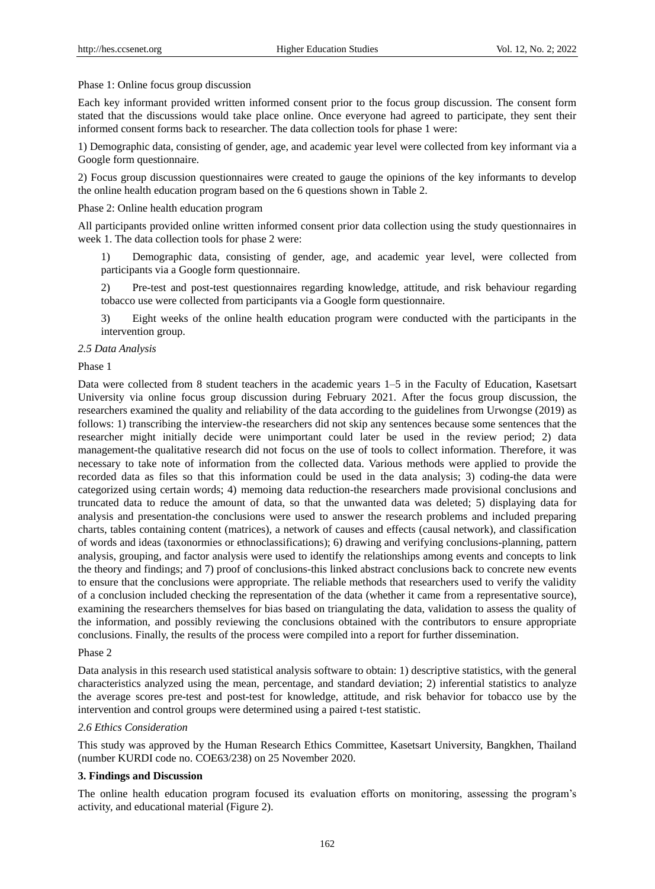Phase 1: Online focus group discussion

Each key informant provided written informed consent prior to the focus group discussion. The consent form stated that the discussions would take place online. Once everyone had agreed to participate, they sent their informed consent forms back to researcher. The data collection tools for phase 1 were:

1) Demographic data, consisting of gender, age, and academic year level were collected from key informant via a Google form questionnaire.

2) Focus group discussion questionnaires were created to gauge the opinions of the key informants to develop the online health education program based on the 6 questions shown in Table 2.

Phase 2: Online health education program

All participants provided online written informed consent prior data collection using the study questionnaires in week 1. The data collection tools for phase 2 were:

1) Demographic data, consisting of gender, age, and academic year level, were collected from participants via a Google form questionnaire.

2) Pre-test and post-test questionnaires regarding knowledge, attitude, and risk behaviour regarding tobacco use were collected from participants via a Google form questionnaire.

3) Eight weeks of the online health education program were conducted with the participants in the intervention group.

### *2.5 Data Analysis*

Phase 1

Data were collected from 8 student teachers in the academic years 1–5 in the Faculty of Education, Kasetsart University via online focus group discussion during February 2021. After the focus group discussion, the researchers examined the quality and reliability of the data according to the guidelines from Urwongse (2019) as follows: 1) transcribing the interview-the researchers did not skip any sentences because some sentences that the researcher might initially decide were unimportant could later be used in the review period; 2) data management-the qualitative research did not focus on the use of tools to collect information. Therefore, it was necessary to take note of information from the collected data. Various methods were applied to provide the recorded data as files so that this information could be used in the data analysis; 3) coding-the data were categorized using certain words; 4) memoing data reduction-the researchers made provisional conclusions and truncated data to reduce the amount of data, so that the unwanted data was deleted; 5) displaying data for analysis and presentation-the conclusions were used to answer the research problems and included preparing charts, tables containing content (matrices), a network of causes and effects (causal network), and classification of words and ideas (taxonormies or ethnoclassifications); 6) drawing and verifying conclusions-planning, pattern analysis, grouping, and factor analysis were used to identify the relationships among events and concepts to link the theory and findings; and 7) proof of conclusions-this linked abstract conclusions back to concrete new events to ensure that the conclusions were appropriate. The reliable methods that researchers used to verify the validity of a conclusion included checking the representation of the data (whether it came from a representative source), examining the researchers themselves for bias based on triangulating the data, validation to assess the quality of the information, and possibly reviewing the conclusions obtained with the contributors to ensure appropriate conclusions. Finally, the results of the process were compiled into a report for further dissemination.

Phase 2

Data analysis in this research used statistical analysis software to obtain: 1) descriptive statistics, with the general characteristics analyzed using the mean, percentage, and standard deviation; 2) inferential statistics to analyze the average scores pre-test and post-test for knowledge, attitude, and risk behavior for tobacco use by the intervention and control groups were determined using a paired t-test statistic.

### *2.6 Ethics Consideration*

This study was approved by the Human Research Ethics Committee, Kasetsart University, Bangkhen, Thailand (number KURDI code no. COE63/238) on 25 November 2020.

## **3. Findings and Discussion**

The online health education program focused its evaluation efforts on monitoring, assessing the program's activity, and educational material (Figure 2).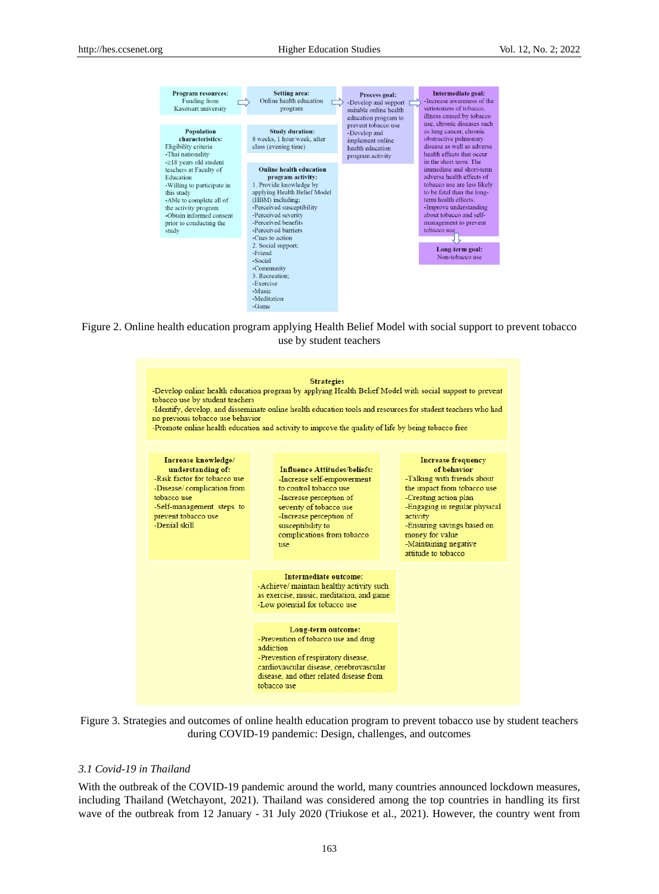**Program resources:**
Funding from Kasetsart university

**Setting area:**
Online health education program

**Process goal:**
-Develop and support suitable online health education program to prevent tobacco use
-Develop and implement online health education program activity

**Intermediate goal:**
-Increase awareness of the seriousness of tobacco, illness caused by tobacco use, chronic diseases such as lung cancer, chronic obstructive pulmonary disease as well as adverse health effects that occur in the short term. The immediate and short-term adverse health effects of tobacco use are less likely to be fatal than the long-term health effects.
-Improve understanding about tobacco and self-management to prevent tobacco use

**Long-term goal:**
Non-tobacco use

**Population characteristics:**
Eligibility criteria
-Thai nationality
-≥18 years old student teachers at Faculty of Education
-Willing to participate in this study
-Able to complete all of the activity program
-Obtain informed consent prior to conducting the study

**Study duration:**
8 weeks, 1 hour/week, after class (evening time)

**Online health education program activity:**
1. Provide knowledge by applying Health Belief Model (HBM) including;
-Perceived susceptibility
-Perceived severity
-Perceived benefits
-Perceived barriers
-Cues to action
2. Social support;
-Friend
-Social
-Community
3. Recreation;
-Exercise
-Music
-Meditation
-Game

Figure 2. Online health education program applying Health Belief Model with social support to prevent tobacco use by student teachers

**Strategies**
-Develop online health education program by applying Health Belief Model with social support to prevent tobacco use by student teachers
-Identify, develop, and disseminate online health education tools and resources for student teachers who had no previous tobacco use behavior
-Promote online health education and activity to improve the quality of life by being tobacco free

**Increase knowledge/ understanding of:**
-Risk factor for tobacco use
-Disease/ complication from tobacco use
-Self-management steps to prevent tobacco use
-Denial skill

**Influence Attitudes/beliefs:**
-Increase self-empowerment to control tobacco use
-Increase perception of severity of tobacco use
-Increase perception of susceptibility to complications from tobacco use

**Increase frequency of behavior**
-Talking with friends about the impact from tobacco use
-Creating action plan
-Engaging in regular physical activity
-Ensuring savings based on money for value
-Maintaining negative attitude to tobacco

**Intermediate outcome:**
-Achieve/ maintain healthy activity such as exercise, music, meditation, and game
-Low potential for tobacco use

**Long-term outcome:**
-Prevention of tobacco use and drug addiction
-Prevention of respiratory disease, cardiovascular disease, cerebrovascular disease, and other related disease from tobacco use

Figure 3. Strategies and outcomes of online health education program to prevent tobacco use by student teachers during COVID-19 pandemic: Design, challenges, and outcomes

### *3.1 Covid-19 in Thailand*

With the outbreak of the COVID-19 pandemic around the world, many countries announced lockdown measures, including Thailand (Wetchayont, 2021). Thailand was considered among the top countries in handling its first wave of the outbreak from 12 January - 31 July 2020 (Triukose et al., 2021). However, the country went from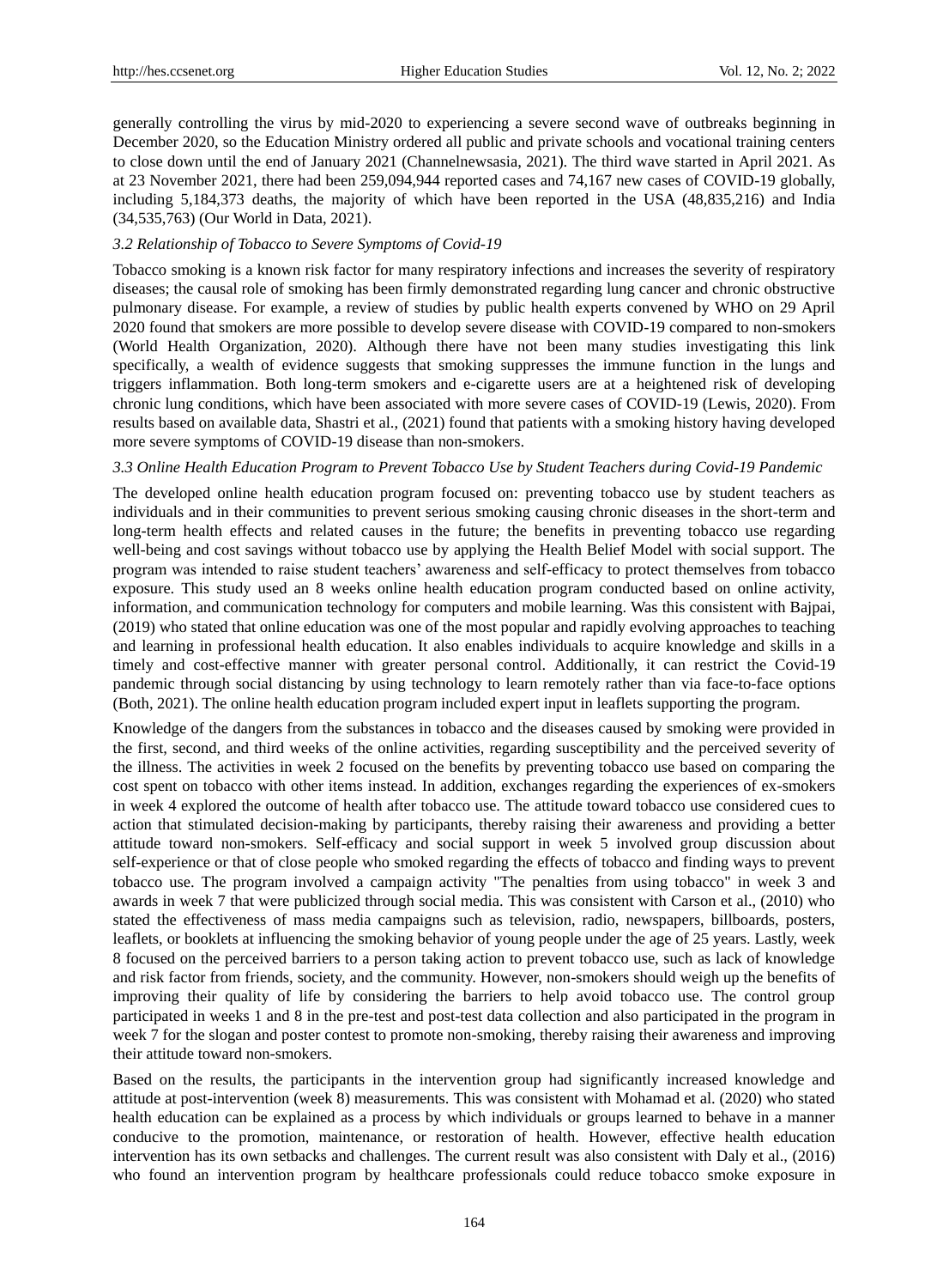generally controlling the virus by mid-2020 to experiencing a severe second wave of outbreaks beginning in December 2020, so the Education Ministry ordered all public and private schools and vocational training centers to close down until the end of January 2021 (Channelnewsasia, 2021). The third wave started in April 2021. As at 23 November 2021, there had been 259,094,944 reported cases and 74,167 new cases of COVID-19 globally, including 5,184,373 deaths, the majority of which have been reported in the USA (48,835,216) and India (34,535,763) (Our World in Data, 2021).

### *3.2 Relationship of Tobacco to Severe Symptoms of Covid-19*

Tobacco smoking is a known risk factor for many respiratory infections and increases the severity of respiratory diseases; the causal role of smoking has been firmly demonstrated regarding lung cancer and chronic obstructive pulmonary disease. For example, a review of studies by public health experts convened by WHO on 29 April 2020 found that smokers are more possible to develop severe disease with COVID-19 compared to non-smokers (World Health Organization, 2020). Although there have not been many studies investigating this link specifically, a wealth of evidence suggests that smoking suppresses the immune function in the lungs and triggers inflammation. Both long-term smokers and e-cigarette users are at a heightened risk of developing chronic lung conditions, which have been associated with more severe cases of COVID-19 (Lewis, 2020). From results based on available data, Shastri et al., (2021) found that patients with a smoking history having developed more severe symptoms of COVID-19 disease than non-smokers.

### *3.3 Online Health Education Program to Prevent Tobacco Use by Student Teachers during Covid-19 Pandemic*

The developed online health education program focused on: preventing tobacco use by student teachers as individuals and in their communities to prevent serious smoking causing chronic diseases in the short-term and long-term health effects and related causes in the future; the benefits in preventing tobacco use regarding well-being and cost savings without tobacco use by applying the Health Belief Model with social support. The program was intended to raise student teachers' awareness and self-efficacy to protect themselves from tobacco exposure. This study used an 8 weeks online health education program conducted based on online activity, information, and communication technology for computers and mobile learning. Was this consistent with Bajpai, (2019) who stated that online education was one of the most popular and rapidly evolving approaches to teaching and learning in professional health education. It also enables individuals to acquire knowledge and skills in a timely and cost-effective manner with greater personal control. Additionally, it can restrict the Covid-19 pandemic through social distancing by using technology to learn remotely rather than via face-to-face options (Both, 2021). The online health education program included expert input in leaflets supporting the program.

Knowledge of the dangers from the substances in tobacco and the diseases caused by smoking were provided in the first, second, and third weeks of the online activities, regarding susceptibility and the perceived severity of the illness. The activities in week 2 focused on the benefits by preventing tobacco use based on comparing the cost spent on tobacco with other items instead. In addition, exchanges regarding the experiences of ex-smokers in week 4 explored the outcome of health after tobacco use. The attitude toward tobacco use considered cues to action that stimulated decision-making by participants, thereby raising their awareness and providing a better attitude toward non-smokers. Self-efficacy and social support in week 5 involved group discussion about self-experience or that of close people who smoked regarding the effects of tobacco and finding ways to prevent tobacco use. The program involved a campaign activity "The penalties from using tobacco" in week 3 and awards in week 7 that were publicized through social media. This was consistent with Carson et al., (2010) who stated the effectiveness of mass media campaigns such as television, radio, newspapers, billboards, posters, leaflets, or booklets at influencing the smoking behavior of young people under the age of 25 years. Lastly, week 8 focused on the perceived barriers to a person taking action to prevent tobacco use, such as lack of knowledge and risk factor from friends, society, and the community. However, non-smokers should weigh up the benefits of improving their quality of life by considering the barriers to help avoid tobacco use. The control group participated in weeks 1 and 8 in the pre-test and post-test data collection and also participated in the program in week 7 for the slogan and poster contest to promote non-smoking, thereby raising their awareness and improving their attitude toward non-smokers.

Based on the results, the participants in the intervention group had significantly increased knowledge and attitude at post-intervention (week 8) measurements. This was consistent with Mohamad et al. (2020) who stated health education can be explained as a process by which individuals or groups learned to behave in a manner conducive to the promotion, maintenance, or restoration of health. However, effective health education intervention has its own setbacks and challenges. The current result was also consistent with Daly et al., (2016) who found an intervention program by healthcare professionals could reduce tobacco smoke exposure in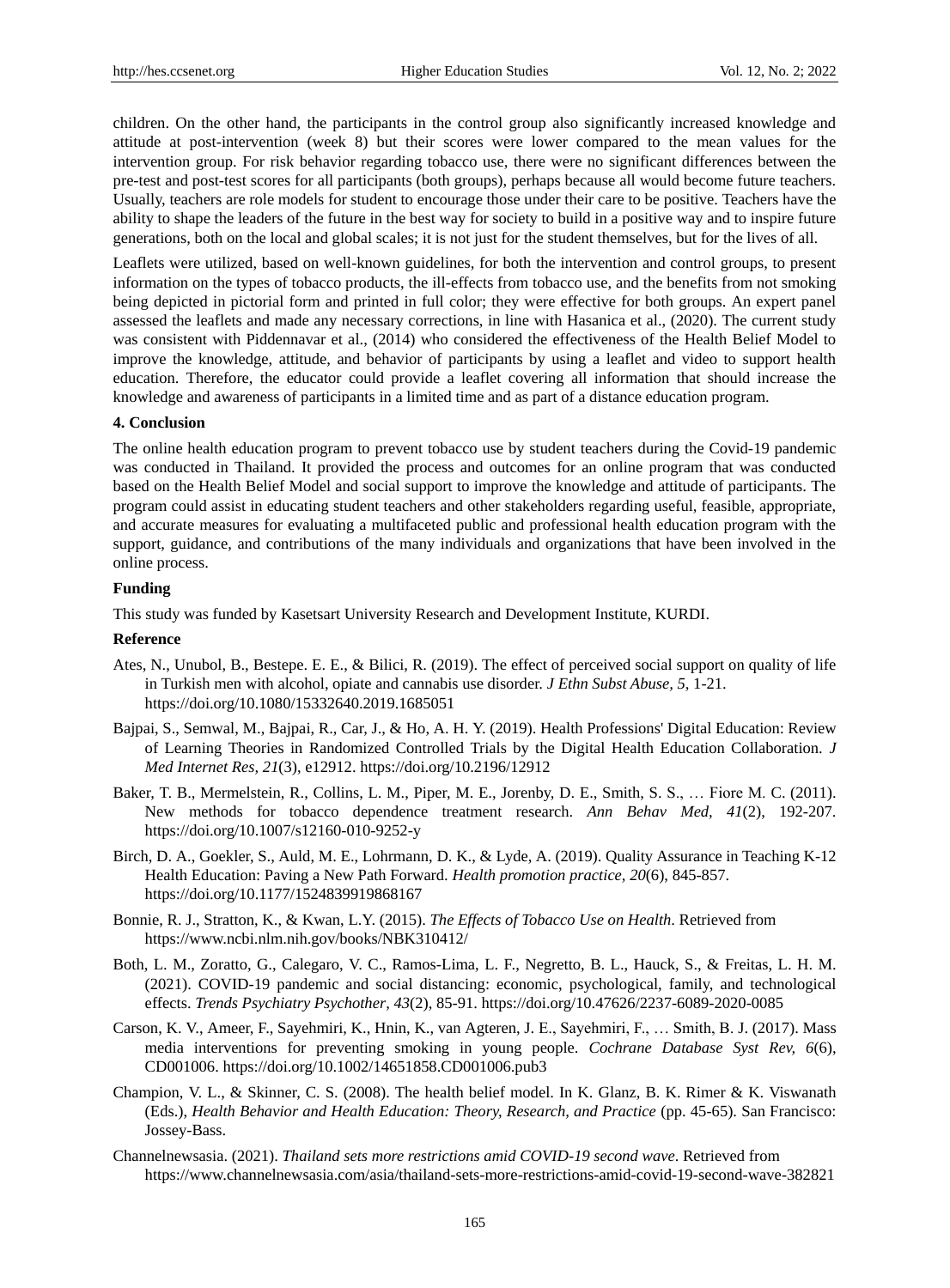children. On the other hand, the participants in the control group also significantly increased knowledge and attitude at post-intervention (week 8) but their scores were lower compared to the mean values for the intervention group. For risk behavior regarding tobacco use, there were no significant differences between the pre-test and post-test scores for all participants (both groups), perhaps because all would become future teachers. Usually, teachers are role models for student to encourage those under their care to be positive. Teachers have the ability to shape the leaders of the future in the best way for society to build in a positive way and to inspire future generations, both on the local and global scales; it is not just for the student themselves, but for the lives of all.

Leaflets were utilized, based on well-known guidelines, for both the intervention and control groups, to present information on the types of tobacco products, the ill-effects from tobacco use, and the benefits from not smoking being depicted in pictorial form and printed in full color; they were effective for both groups. An expert panel assessed the leaflets and made any necessary corrections, in line with Hasanica et al., (2020). The current study was consistent with Piddennavar et al., (2014) who considered the effectiveness of the Health Belief Model to improve the knowledge, attitude, and behavior of participants by using a leaflet and video to support health education. Therefore, the educator could provide a leaflet covering all information that should increase the knowledge and awareness of participants in a limited time and as part of a distance education program.

## 4. Conclusion

The online health education program to prevent tobacco use by student teachers during the Covid-19 pandemic was conducted in Thailand. It provided the process and outcomes for an online program that was conducted based on the Health Belief Model and social support to improve the knowledge and attitude of participants. The program could assist in educating student teachers and other stakeholders regarding useful, feasible, appropriate, and accurate measures for evaluating a multifaceted public and professional health education program with the support, guidance, and contributions of the many individuals and organizations that have been involved in the online process.

## Funding

This study was funded by Kasetsart University Research and Development Institute, KURDI.

## Reference

Ates, N., Unubol, B., Bestepe. E. E., & Bilici, R. (2019). The effect of perceived social support on quality of life in Turkish men with alcohol, opiate and cannabis use disorder. *J Ethn Subst Abuse, 5*, 1-21. https://doi.org/10.1080/15332640.2019.1685051

Bajpai, S., Semwal, M., Bajpai, R., Car, J., & Ho, A. H. Y. (2019). Health Professions' Digital Education: Review of Learning Theories in Randomized Controlled Trials by the Digital Health Education Collaboration. *J Med Internet Res, 21*(3), e12912. https://doi.org/10.2196/12912

Baker, T. B., Mermelstein, R., Collins, L. M., Piper, M. E., Jorenby, D. E., Smith, S. S., … Fiore M. C. (2011). New methods for tobacco dependence treatment research. *Ann Behav Med, 41*(2), 192-207. https://doi.org/10.1007/s12160-010-9252-y

Birch, D. A., Goekler, S., Auld, M. E., Lohrmann, D. K., & Lyde, A. (2019). Quality Assurance in Teaching K-12 Health Education: Paving a New Path Forward. *Health promotion practice, 20*(6), 845-857. https://doi.org/10.1177/1524839919868167

Bonnie, R. J., Stratton, K., & Kwan, L.Y. (2015). *The Effects of Tobacco Use on Health*. Retrieved from https://www.ncbi.nlm.nih.gov/books/NBK310412/

Both, L. M., Zoratto, G., Calegaro, V. C., Ramos-Lima, L. F., Negretto, B. L., Hauck, S., & Freitas, L. H. M. (2021). COVID-19 pandemic and social distancing: economic, psychological, family, and technological effects. *Trends Psychiatry Psychother, 43*(2), 85-91. https://doi.org/10.47626/2237-6089-2020-0085

Carson, K. V., Ameer, F., Sayehmiri, K., Hnin, K., van Agteren, J. E., Sayehmiri, F., … Smith, B. J. (2017). Mass media interventions for preventing smoking in young people. *Cochrane Database Syst Rev, 6*(6), CD001006. https://doi.org/10.1002/14651858.CD001006.pub3

Champion, V. L., & Skinner, C. S. (2008). The health belief model. In K. Glanz, B. K. Rimer & K. Viswanath (Eds.), *Health Behavior and Health Education: Theory, Research, and Practice* (pp. 45-65). San Francisco: Jossey-Bass.

Channelnewsasia. (2021). *Thailand sets more restrictions amid COVID-19 second wave*. Retrieved from https://www.channelnewsasia.com/asia/thailand-sets-more-restrictions-amid-covid-19-second-wave-382821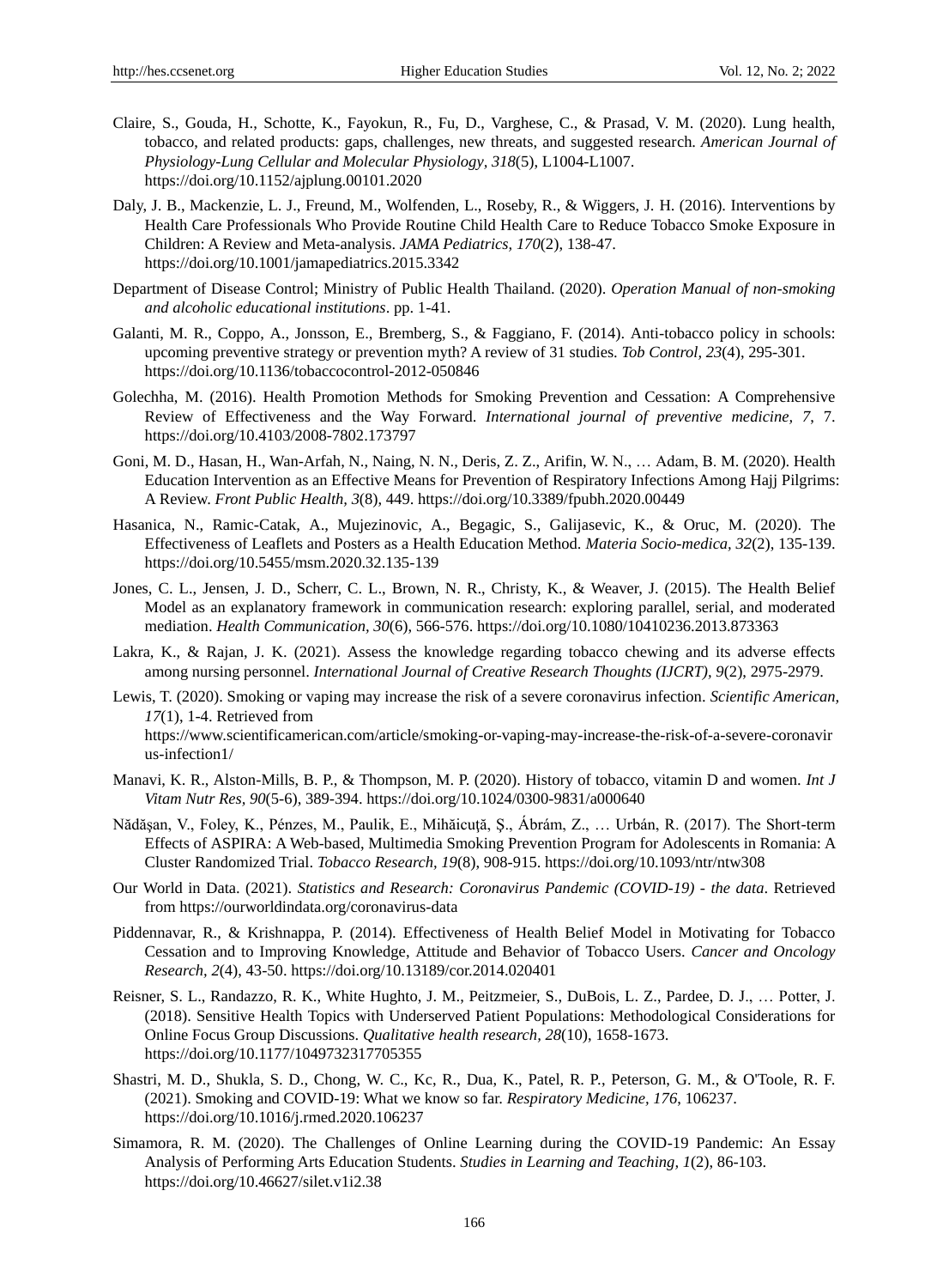Claire, S., Gouda, H., Schotte, K., Fayokun, R., Fu, D., Varghese, C., & Prasad, V. M. (2020). Lung health, tobacco, and related products: gaps, challenges, new threats, and suggested research. *American Journal of Physiology-Lung Cellular and Molecular Physiology, 318*(5), L1004-L1007. https://doi.org/10.1152/ajplung.00101.2020

Daly, J. B., Mackenzie, L. J., Freund, M., Wolfenden, L., Roseby, R., & Wiggers, J. H. (2016). Interventions by Health Care Professionals Who Provide Routine Child Health Care to Reduce Tobacco Smoke Exposure in Children: A Review and Meta-analysis. *JAMA Pediatrics, 170*(2), 138-47. https://doi.org/10.1001/jamapediatrics.2015.3342

Department of Disease Control; Ministry of Public Health Thailand. (2020). *Operation Manual of non-smoking and alcoholic educational institutions*. pp. 1-41.

Galanti, M. R., Coppo, A., Jonsson, E., Bremberg, S., & Faggiano, F. (2014). Anti-tobacco policy in schools: upcoming preventive strategy or prevention myth? A review of 31 studies. *Tob Control, 23*(4), 295-301. https://doi.org/10.1136/tobaccocontrol-2012-050846

Golechha, M. (2016). Health Promotion Methods for Smoking Prevention and Cessation: A Comprehensive Review of Effectiveness and the Way Forward. *International journal of preventive medicine, 7*, 7. https://doi.org/10.4103/2008-7802.173797

Goni, M. D., Hasan, H., Wan-Arfah, N., Naing, N. N., Deris, Z. Z., Arifin, W. N., … Adam, B. M. (2020). Health Education Intervention as an Effective Means for Prevention of Respiratory Infections Among Hajj Pilgrims: A Review. *Front Public Health, 3*(8), 449. https://doi.org/10.3389/fpubh.2020.00449

Hasanica, N., Ramic-Catak, A., Mujezinovic, A., Begagic, S., Galijasevic, K., & Oruc, M. (2020). The Effectiveness of Leaflets and Posters as a Health Education Method. *Materia Socio-medica, 32*(2), 135-139. https://doi.org/10.5455/msm.2020.32.135-139

Jones, C. L., Jensen, J. D., Scherr, C. L., Brown, N. R., Christy, K., & Weaver, J. (2015). The Health Belief Model as an explanatory framework in communication research: exploring parallel, serial, and moderated mediation. *Health Communication, 30*(6), 566-576. https://doi.org/10.1080/10410236.2013.873363

Lakra, K., & Rajan, J. K. (2021). Assess the knowledge regarding tobacco chewing and its adverse effects among nursing personnel. *International Journal of Creative Research Thoughts (IJCRT), 9*(2), 2975-2979.

Lewis, T. (2020). Smoking or vaping may increase the risk of a severe coronavirus infection. *Scientific American, 17*(1), 1-4. Retrieved from https://www.scientificamerican.com/article/smoking-or-vaping-may-increase-the-risk-of-a-severe-coronavirus-infection1/

Manavi, K. R., Alston-Mills, B. P., & Thompson, M. P. (2020). History of tobacco, vitamin D and women. *Int J Vitam Nutr Res, 90*(5-6), 389-394. https://doi.org/10.1024/0300-9831/a000640

Nădăşan, V., Foley, K., Pénzes, M., Paulik, E., Mihăicuţă, Ş., Ábrám, Z., … Urbán, R. (2017). The Short-term Effects of ASPIRA: A Web-based, Multimedia Smoking Prevention Program for Adolescents in Romania: A Cluster Randomized Trial. *Tobacco Research, 19*(8), 908-915. https://doi.org/10.1093/ntr/ntw308

Our World in Data. (2021). *Statistics and Research: Coronavirus Pandemic (COVID-19) - the data*. Retrieved from https://ourworldindata.org/coronavirus-data

Piddennavar, R., & Krishnappa, P. (2014). Effectiveness of Health Belief Model in Motivating for Tobacco Cessation and to Improving Knowledge, Attitude and Behavior of Tobacco Users. *Cancer and Oncology Research, 2*(4), 43-50. https://doi.org/10.13189/cor.2014.020401

Reisner, S. L., Randazzo, R. K., White Hughto, J. M., Peitzmeier, S., DuBois, L. Z., Pardee, D. J., … Potter, J. (2018). Sensitive Health Topics with Underserved Patient Populations: Methodological Considerations for Online Focus Group Discussions. *Qualitative health research, 28*(10), 1658-1673. https://doi.org/10.1177/1049732317705355

Shastri, M. D., Shukla, S. D., Chong, W. C., Kc, R., Dua, K., Patel, R. P., Peterson, G. M., & O'Toole, R. F. (2021). Smoking and COVID-19: What we know so far. *Respiratory Medicine, 176*, 106237. https://doi.org/10.1016/j.rmed.2020.106237

Simamora, R. M. (2020). The Challenges of Online Learning during the COVID-19 Pandemic: An Essay Analysis of Performing Arts Education Students. *Studies in Learning and Teaching, 1*(2), 86-103. https://doi.org/10.46627/silet.v1i2.38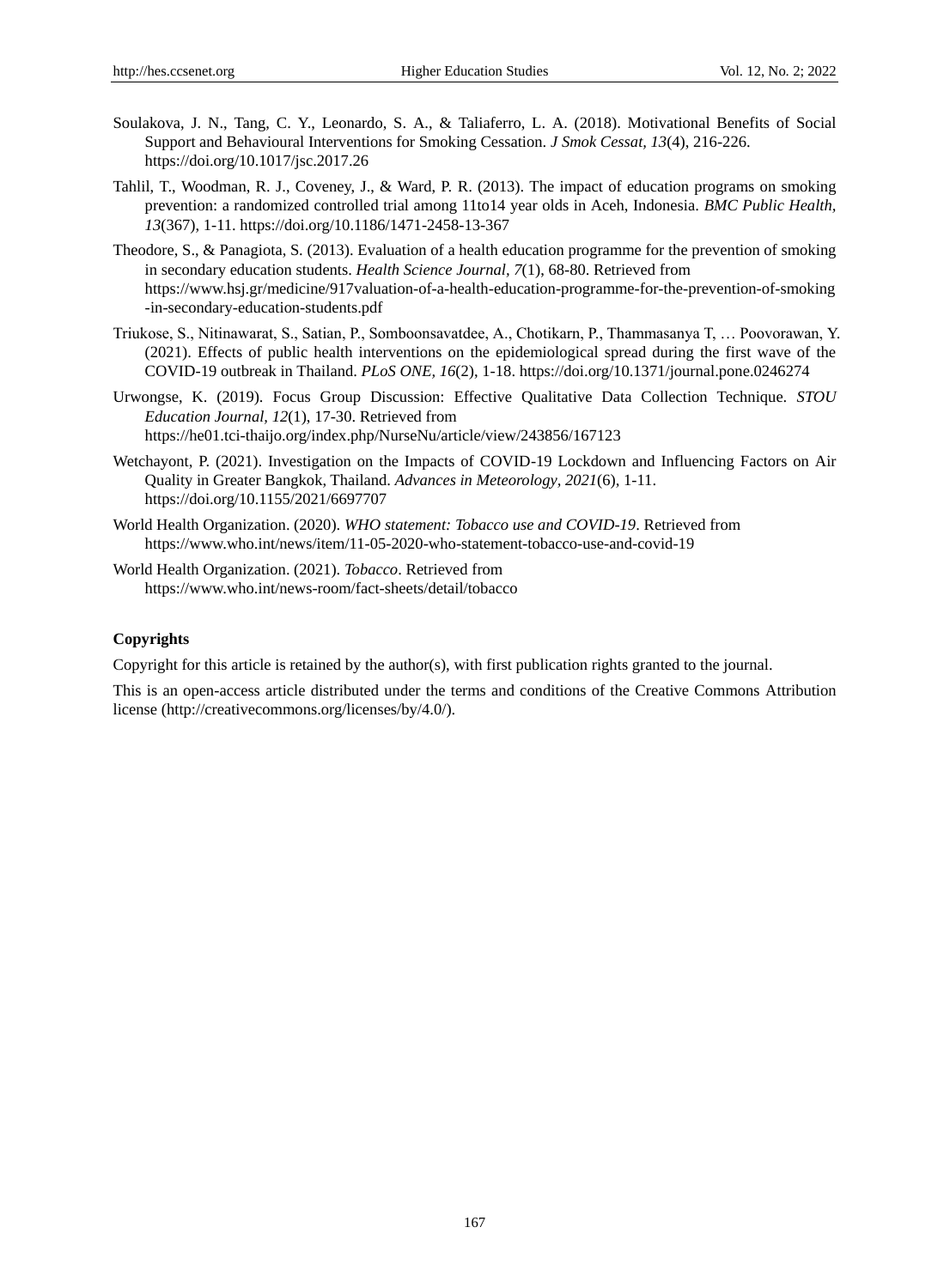Soulakova, J. N., Tang, C. Y., Leonardo, S. A., & Taliaferro, L. A. (2018). Motivational Benefits of Social Support and Behavioural Interventions for Smoking Cessation. *J Smok Cessat, 13*(4), 216-226. https://doi.org/10.1017/jsc.2017.26

Tahlil, T., Woodman, R. J., Coveney, J., & Ward, P. R. (2013). The impact of education programs on smoking prevention: a randomized controlled trial among 11to14 year olds in Aceh, Indonesia. *BMC Public Health, 13*(367), 1-11. https://doi.org/10.1186/1471-2458-13-367

Theodore, S., & Panagiota, S. (2013). Evaluation of a health education programme for the prevention of smoking in secondary education students. *Health Science Journal, 7*(1), 68-80. Retrieved from https://www.hsj.gr/medicine/917valuation-of-a-health-education-programme-for-the-prevention-of-smoking-in-secondary-education-students.pdf

Triukose, S., Nitinawarat, S., Satian, P., Somboonsavatdee, A., Chotikarn, P., Thammasanya T, … Poovorawan, Y. (2021). Effects of public health interventions on the epidemiological spread during the first wave of the COVID-19 outbreak in Thailand. *PLoS ONE, 16*(2), 1-18. https://doi.org/10.1371/journal.pone.0246274

Urwongse, K. (2019). Focus Group Discussion: Effective Qualitative Data Collection Technique. *STOU Education Journal, 12*(1), 17-30. Retrieved from https://he01.tci-thaijo.org/index.php/NurseNu/article/view/243856/167123

Wetchayont, P. (2021). Investigation on the Impacts of COVID-19 Lockdown and Influencing Factors on Air Quality in Greater Bangkok, Thailand. *Advances in Meteorology, 2021*(6), 1-11. https://doi.org/10.1155/2021/6697707

World Health Organization. (2020). *WHO statement: Tobacco use and COVID-19*. Retrieved from https://www.who.int/news/item/11-05-2020-who-statement-tobacco-use-and-covid-19

World Health Organization. (2021). *Tobacco*. Retrieved from https://www.who.int/news-room/fact-sheets/detail/tobacco

**Copyrights**

Copyright for this article is retained by the author(s), with first publication rights granted to the journal.

This is an open-access article distributed under the terms and conditions of the Creative Commons Attribution license (http://creativecommons.org/licenses/by/4.0/).